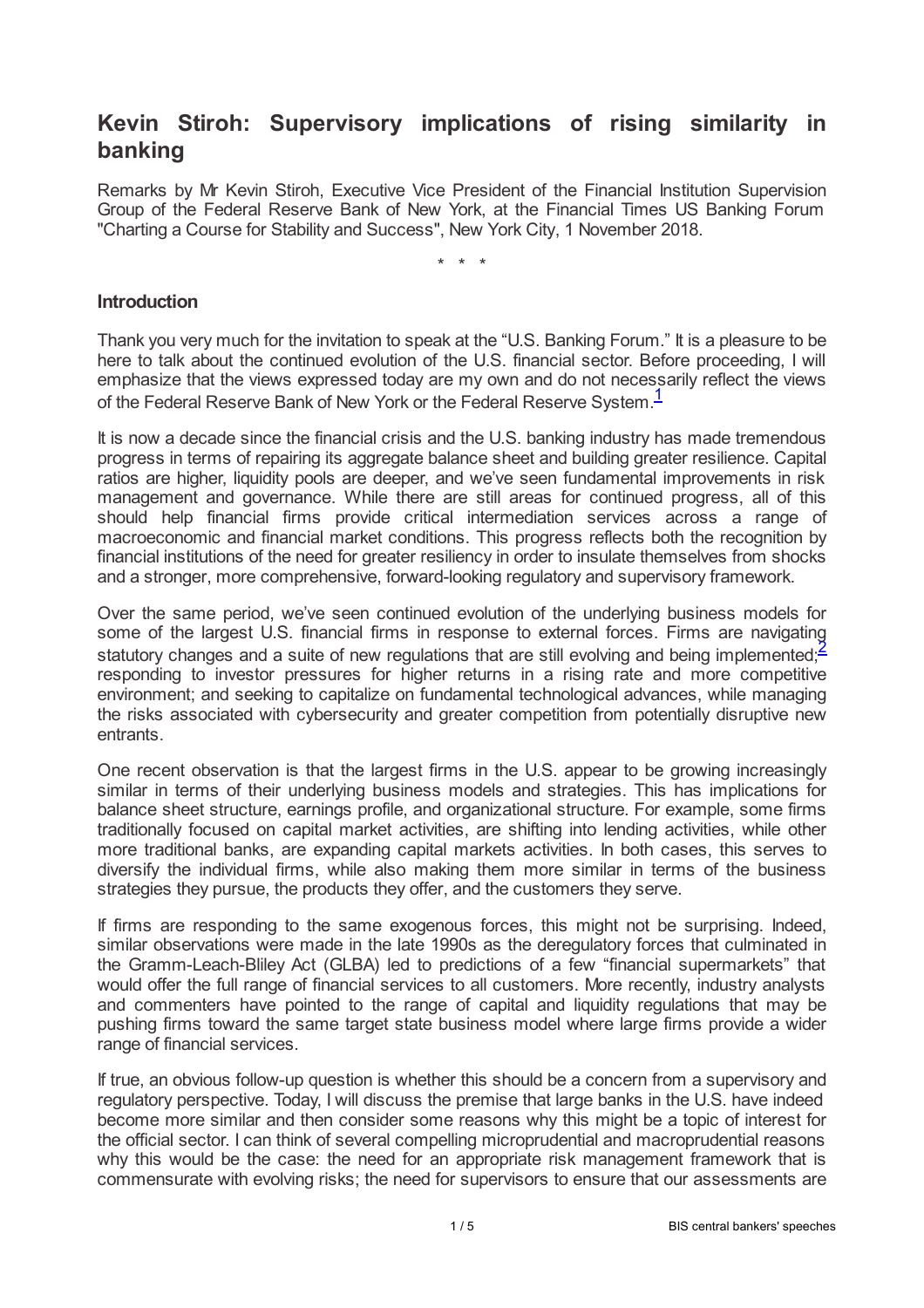# Kevin Stiroh: Supervisory implications of rising similarity in banking

Remarks by Mr Kevin Stiroh, Executive Vice President of the Financial Institution Supervision Group of the Federal Reserve Bank of New York, at the Financial Times US Banking Forum "Charting a Course for Stability and Success", New York City, 1 November 2018.

\* \* \*

### Introduction

Thank you very much for the invitation to speak at the "U.S. Banking Forum." It is a pleasure to be here to talk about the continued evolution of the U.S. financial sector. Before proceeding, I will emphasize that the views expressed today are my own and do not necessarily reflect the views of the Federal Reserve Bank of New York or the Federal Reserve System.[1]

It is now a decade since the financial crisis and the U.S. banking industry has made tremendous progress in terms of repairing its aggregate balance sheet and building greater resilience. Capital ratios are higher, liquidity pools are deeper, and we've seen fundamental improvements in risk management and governance. While there are still areas for continued progress, all of this should help financial firms provide critical intermediation services across a range of macroeconomic and financial market conditions. This progress reflects both the recognition by financial institutions of the need for greater resiliency in order to insulate themselves from shocks and a stronger, more comprehensive, forward-looking regulatory and supervisory framework.

Over the same period, we've seen continued evolution of the underlying business models for some of the largest U.S. financial firms in response to external forces. Firms are navigating statutory changes and a suite of new regulations that are still evolving and being implemented;[2] responding to investor pressures for higher returns in a rising rate and more competitive environment; and seeking to capitalize on fundamental technological advances, while managing the risks associated with cybersecurity and greater competition from potentially disruptive new entrants.

One recent observation is that the largest firms in the U.S. appear to be growing increasingly similar in terms of their underlying business models and strategies. This has implications for balance sheet structure, earnings profile, and organizational structure. For example, some firms traditionally focused on capital market activities, are shifting into lending activities, while other more traditional banks, are expanding capital markets activities. In both cases, this serves to diversify the individual firms, while also making them more similar in terms of the business strategies they pursue, the products they offer, and the customers they serve.

If firms are responding to the same exogenous forces, this might not be surprising. Indeed, similar observations were made in the late 1990s as the deregulatory forces that culminated in the Gramm-Leach-Bliley Act (GLBA) led to predictions of a few "financial supermarkets" that would offer the full range of financial services to all customers. More recently, industry analysts and commenters have pointed to the range of capital and liquidity regulations that may be pushing firms toward the same target state business model where large firms provide a wider range of financial services.

If true, an obvious follow-up question is whether this should be a concern from a supervisory and regulatory perspective. Today, I will discuss the premise that large banks in the U.S. have indeed become more similar and then consider some reasons why this might be a topic of interest for the official sector. I can think of several compelling microprudential and macroprudential reasons why this would be the case: the need for an appropriate risk management framework that is commensurate with evolving risks; the need for supervisors to ensure that our assessments are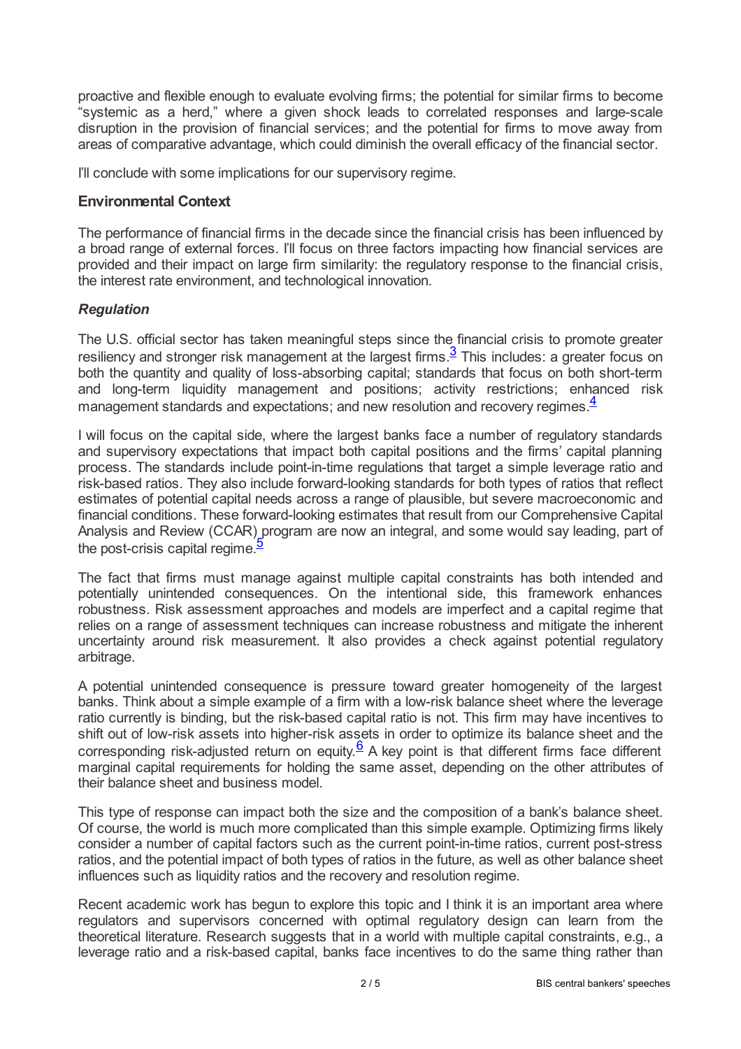proactive and flexible enough to evaluate evolving firms; the potential for similar firms to become "systemic as a herd," where a given shock leads to correlated responses and large-scale disruption in the provision of financial services; and the potential for firms to move away from areas of comparative advantage, which could diminish the overall efficacy of the financial sector.

I'll conclude with some implications for our supervisory regime.

## Environmental Context

The performance of financial firms in the decade since the financial crisis has been influenced by a broad range of external forces. I'll focus on three factors impacting how financial services are provided and their impact on large firm similarity: the regulatory response to the financial crisis, the interest rate environment, and technological innovation.

### *Regulation*

The U.S. official sector has taken meaningful steps since the financial crisis to promote greater resiliency and stronger risk management at the largest firms.[3] This includes: a greater focus on both the quantity and quality of loss-absorbing capital; standards that focus on both short-term and long-term liquidity management and positions; activity restrictions; enhanced risk management standards and expectations; and new resolution and recovery regimes.[4]

I will focus on the capital side, where the largest banks face a number of regulatory standards and supervisory expectations that impact both capital positions and the firms' capital planning process. The standards include point-in-time regulations that target a simple leverage ratio and risk-based ratios. They also include forward-looking standards for both types of ratios that reflect estimates of potential capital needs across a range of plausible, but severe macroeconomic and financial conditions. These forward-looking estimates that result from our Comprehensive Capital Analysis and Review (CCAR) program are now an integral, and some would say leading, part of the post-crisis capital regime.[5]

The fact that firms must manage against multiple capital constraints has both intended and potentially unintended consequences. On the intentional side, this framework enhances robustness. Risk assessment approaches and models are imperfect and a capital regime that relies on a range of assessment techniques can increase robustness and mitigate the inherent uncertainty around risk measurement. It also provides a check against potential regulatory arbitrage.

A potential unintended consequence is pressure toward greater homogeneity of the largest banks. Think about a simple example of a firm with a low-risk balance sheet where the leverage ratio currently is binding, but the risk-based capital ratio is not. This firm may have incentives to shift out of low-risk assets into higher-risk assets in order to optimize its balance sheet and the corresponding risk-adjusted return on equity.[6] A key point is that different firms face different marginal capital requirements for holding the same asset, depending on the other attributes of their balance sheet and business model.

This type of response can impact both the size and the composition of a bank's balance sheet. Of course, the world is much more complicated than this simple example. Optimizing firms likely consider a number of capital factors such as the current point-in-time ratios, current post-stress ratios, and the potential impact of both types of ratios in the future, as well as other balance sheet influences such as liquidity ratios and the recovery and resolution regime.

Recent academic work has begun to explore this topic and I think it is an important area where regulators and supervisors concerned with optimal regulatory design can learn from the theoretical literature. Research suggests that in a world with multiple capital constraints, e.g., a leverage ratio and a risk-based capital, banks face incentives to do the same thing rather than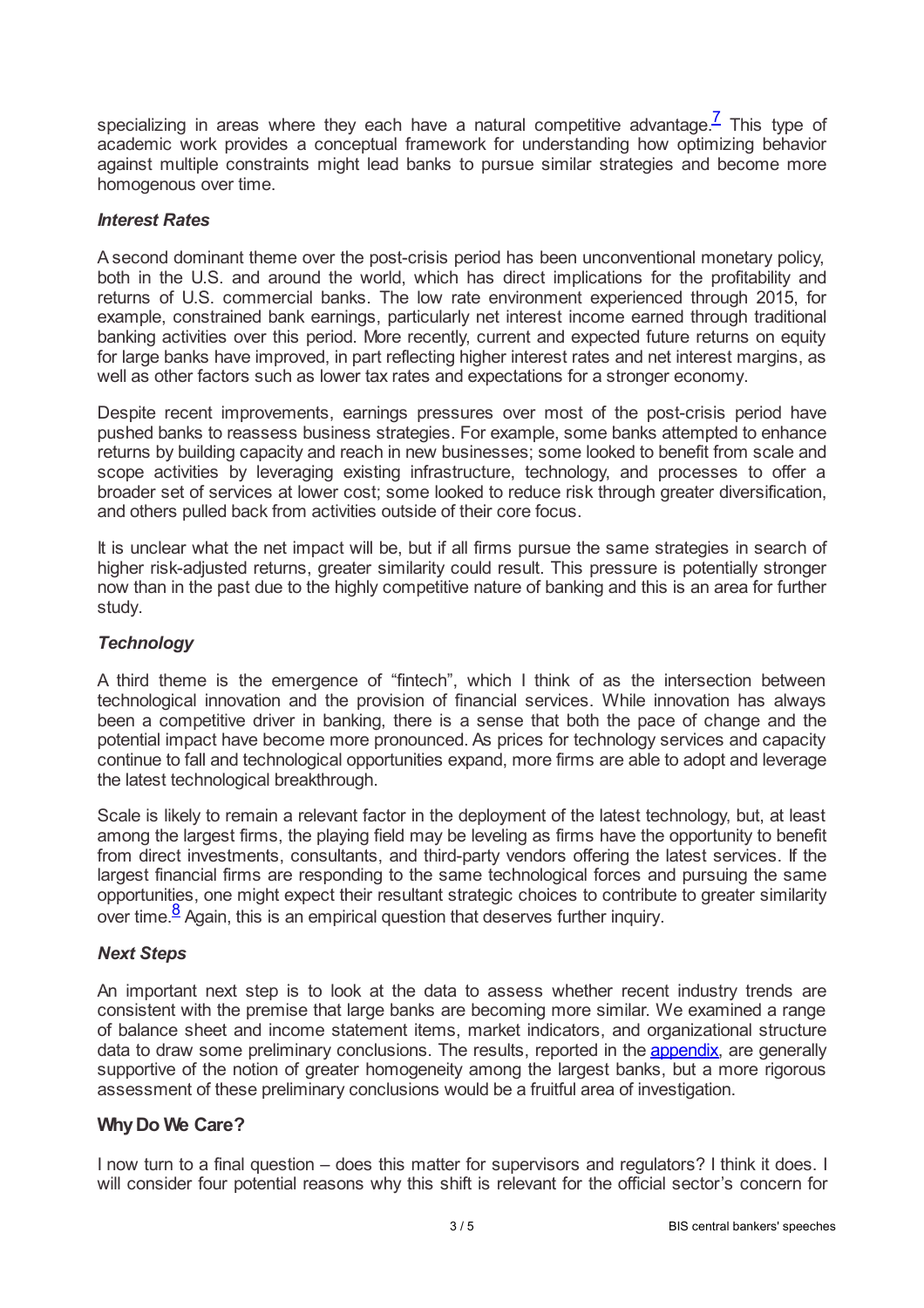specializing in areas where they each have a natural competitive advantage.[7] This type of academic work provides a conceptual framework for understanding how optimizing behavior against multiple constraints might lead banks to pursue similar strategies and become more homogenous over time.

### *Interest Rates*

A second dominant theme over the post-crisis period has been unconventional monetary policy, both in the U.S. and around the world, which has direct implications for the profitability and returns of U.S. commercial banks. The low rate environment experienced through 2015, for example, constrained bank earnings, particularly net interest income earned through traditional banking activities over this period. More recently, current and expected future returns on equity for large banks have improved, in part reflecting higher interest rates and net interest margins, as well as other factors such as lower tax rates and expectations for a stronger economy.

Despite recent improvements, earnings pressures over most of the post-crisis period have pushed banks to reassess business strategies. For example, some banks attempted to enhance returns by building capacity and reach in new businesses; some looked to benefit from scale and scope activities by leveraging existing infrastructure, technology, and processes to offer a broader set of services at lower cost; some looked to reduce risk through greater diversification, and others pulled back from activities outside of their core focus.

It is unclear what the net impact will be, but if all firms pursue the same strategies in search of higher risk-adjusted returns, greater similarity could result. This pressure is potentially stronger now than in the past due to the highly competitive nature of banking and this is an area for further study.

### *Technology*

A third theme is the emergence of "fintech", which I think of as the intersection between technological innovation and the provision of financial services. While innovation has always been a competitive driver in banking, there is a sense that both the pace of change and the potential impact have become more pronounced. As prices for technology services and capacity continue to fall and technological opportunities expand, more firms are able to adopt and leverage the latest technological breakthrough.

Scale is likely to remain a relevant factor in the deployment of the latest technology, but, at least among the largest firms, the playing field may be leveling as firms have the opportunity to benefit from direct investments, consultants, and third-party vendors offering the latest services. If the largest financial firms are responding to the same technological forces and pursuing the same opportunities, one might expect their resultant strategic choices to contribute to greater similarity over time.[8] Again, this is an empirical question that deserves further inquiry.

### *Next Steps*

An important next step is to look at the data to assess whether recent industry trends are consistent with the premise that large banks are becoming more similar. We examined a range of balance sheet and income statement items, market indicators, and organizational structure data to draw some preliminary conclusions. The results, reported in the appendix, are generally supportive of the notion of greater homogeneity among the largest banks, but a more rigorous assessment of these preliminary conclusions would be a fruitful area of investigation.

## **Why Do We Care?**

I now turn to a final question – does this matter for supervisors and regulators? I think it does. I will consider four potential reasons why this shift is relevant for the official sector's concern for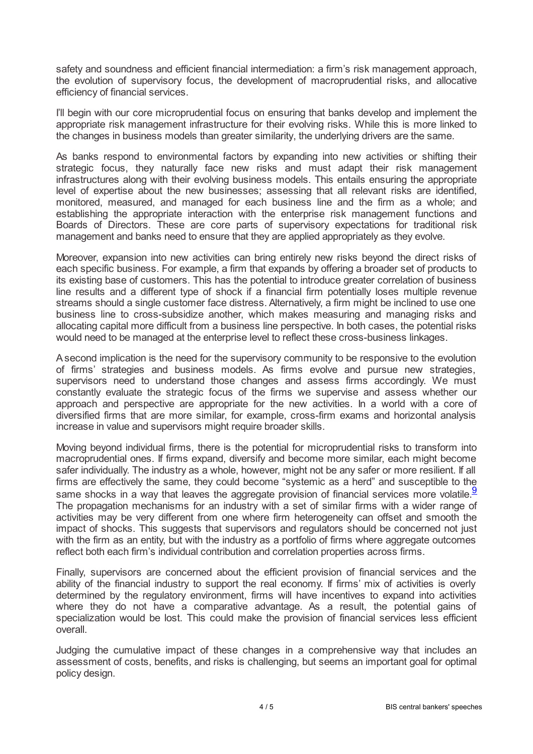safety and soundness and efficient financial intermediation: a firm's risk management approach, the evolution of supervisory focus, the development of macroprudential risks, and allocative efficiency of financial services.

I'll begin with our core microprudential focus on ensuring that banks develop and implement the appropriate risk management infrastructure for their evolving risks. While this is more linked to the changes in business models than greater similarity, the underlying drivers are the same.

As banks respond to environmental factors by expanding into new activities or shifting their strategic focus, they naturally face new risks and must adapt their risk management infrastructures along with their evolving business models. This entails ensuring the appropriate level of expertise about the new businesses; assessing that all relevant risks are identified, monitored, measured, and managed for each business line and the firm as a whole; and establishing the appropriate interaction with the enterprise risk management functions and Boards of Directors. These are core parts of supervisory expectations for traditional risk management and banks need to ensure that they are applied appropriately as they evolve.

Moreover, expansion into new activities can bring entirely new risks beyond the direct risks of each specific business. For example, a firm that expands by offering a broader set of products to its existing base of customers. This has the potential to introduce greater correlation of business line results and a different type of shock if a financial firm potentially loses multiple revenue streams should a single customer face distress. Alternatively, a firm might be inclined to use one business line to cross-subsidize another, which makes measuring and managing risks and allocating capital more difficult from a business line perspective. In both cases, the potential risks would need to be managed at the enterprise level to reflect these cross-business linkages.

A second implication is the need for the supervisory community to be responsive to the evolution of firms' strategies and business models. As firms evolve and pursue new strategies, supervisors need to understand those changes and assess firms accordingly. We must constantly evaluate the strategic focus of the firms we supervise and assess whether our approach and perspective are appropriate for the new activities. In a world with a core of diversified firms that are more similar, for example, cross-firm exams and horizontal analysis increase in value and supervisors might require broader skills.

Moving beyond individual firms, there is the potential for microprudential risks to transform into macroprudential ones. If firms expand, diversify and become more similar, each might become safer individually. The industry as a whole, however, might not be any safer or more resilient. If all firms are effectively the same, they could become "systemic as a herd" and susceptible to the same shocks in a way that leaves the aggregate provision of financial services more volatile.[9] The propagation mechanisms for an industry with a set of similar firms with a wider range of activities may be very different from one where firm heterogeneity can offset and smooth the impact of shocks. This suggests that supervisors and regulators should be concerned not just with the firm as an entity, but with the industry as a portfolio of firms where aggregate outcomes reflect both each firm's individual contribution and correlation properties across firms.

Finally, supervisors are concerned about the efficient provision of financial services and the ability of the financial industry to support the real economy. If firms' mix of activities is overly determined by the regulatory environment, firms will have incentives to expand into activities where they do not have a comparative advantage. As a result, the potential gains of specialization would be lost. This could make the provision of financial services less efficient overall.

Judging the cumulative impact of these changes in a comprehensive way that includes an assessment of costs, benefits, and risks is challenging, but seems an important goal for optimal policy design.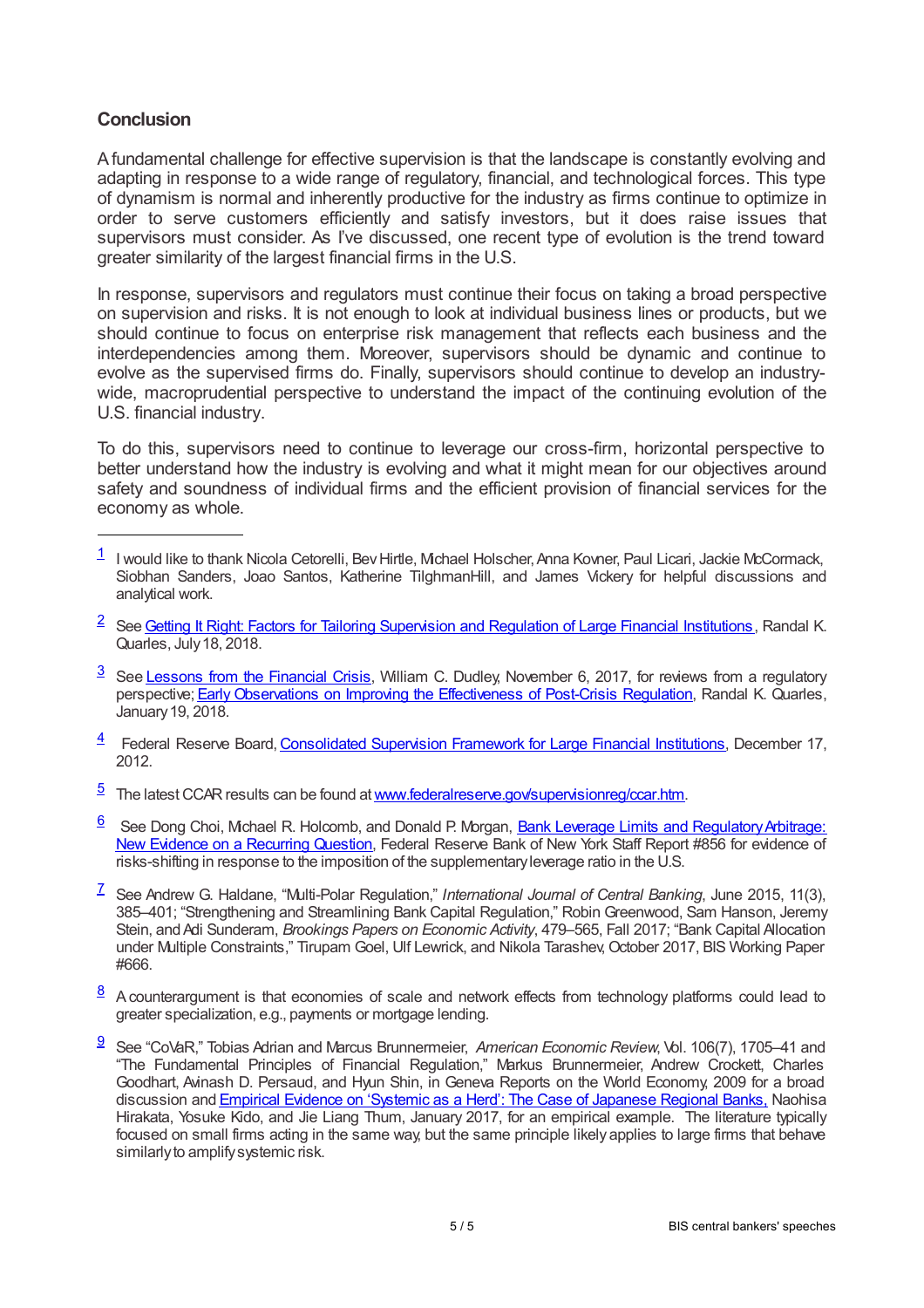## Conclusion

A fundamental challenge for effective supervision is that the landscape is constantly evolving and adapting in response to a wide range of regulatory, financial, and technological forces. This type of dynamism is normal and inherently productive for the industry as firms continue to optimize in order to serve customers efficiently and satisfy investors, but it does raise issues that supervisors must consider. As I've discussed, one recent type of evolution is the trend toward greater similarity of the largest financial firms in the U.S.

In response, supervisors and regulators must continue their focus on taking a broad perspective on supervision and risks. It is not enough to look at individual business lines or products, but we should continue to focus on enterprise risk management that reflects each business and the interdependencies among them. Moreover, supervisors should be dynamic and continue to evolve as the supervised firms do. Finally, supervisors should continue to develop an industry-wide, macroprudential perspective to understand the impact of the continuing evolution of the U.S. financial industry.

To do this, supervisors need to continue to leverage our cross-firm, horizontal perspective to better understand how the industry is evolving and what it might mean for our objectives around safety and soundness of individual firms and the efficient provision of financial services for the economy as whole.

---

1 I would like to thank Nicola Cetorelli, Bev Hirtle, Michael Holscher, Anna Kovner, Paul Licari, Jackie McCormack, Siobhan Sanders, Joao Santos, Katherine TilghmanHill, and James Vickery for helpful discussions and analytical work.

2 See Getting It Right: Factors for Tailoring Supervision and Regulation of Large Financial Institutions, Randal K. Quarles, July 18, 2018.

3 See Lessons from the Financial Crisis, William C. Dudley, November 6, 2017, for reviews from a regulatory perspective; Early Observations on Improving the Effectiveness of Post-Crisis Regulation, Randal K. Quarles, January 19, 2018.

4 Federal Reserve Board, Consolidated Supervision Framework for Large Financial Institutions, December 17, 2012.

5 The latest CCAR results can be found at www.federalreserve.gov/supervisionreg/ccar.htm.

6 See Dong Choi, Michael R. Holcomb, and Donald P. Morgan, Bank Leverage Limits and Regulatory Arbitrage: New Evidence on a Recurring Question, Federal Reserve Bank of New York Staff Report #856 for evidence of risks-shifting in response to the imposition of the supplementary leverage ratio in the U.S.

7 See Andrew G. Haldane, "Multi-Polar Regulation," *International Journal of Central Banking*, June 2015, 11(3), 385–401; "Strengthening and Streamlining Bank Capital Regulation," Robin Greenwood, Sam Hanson, Jeremy Stein, and Adi Sunderam, *Brookings Papers on Economic Activity*, 479–565, Fall 2017; "Bank Capital Allocation under Multiple Constraints," Tirupam Goel, Ulf Lewrick, and Nikola Tarashev, October 2017, BIS Working Paper #666.

8 A counterargument is that economies of scale and network effects from technology platforms could lead to greater specialization, e.g., payments or mortgage lending.

9 See "CoVaR," Tobias Adrian and Marcus Brunnermeier, *American Economic Review*, Vol. 106(7), 1705–41 and "The Fundamental Principles of Financial Regulation," Markus Brunnermeier, Andrew Crockett, Charles Goodhart, Avinash D. Persaud, and Hyun Shin, in Geneva Reports on the World Economy, 2009 for a broad discussion and Empirical Evidence on 'Systemic as a Herd': The Case of Japanese Regional Banks, Naohisa Hirakata, Yosuke Kido, and Jie Liang Thum, January 2017, for an empirical example. The literature typically focused on small firms acting in the same way, but the same principle likely applies to large firms that behave similarly to amplify systemic risk.